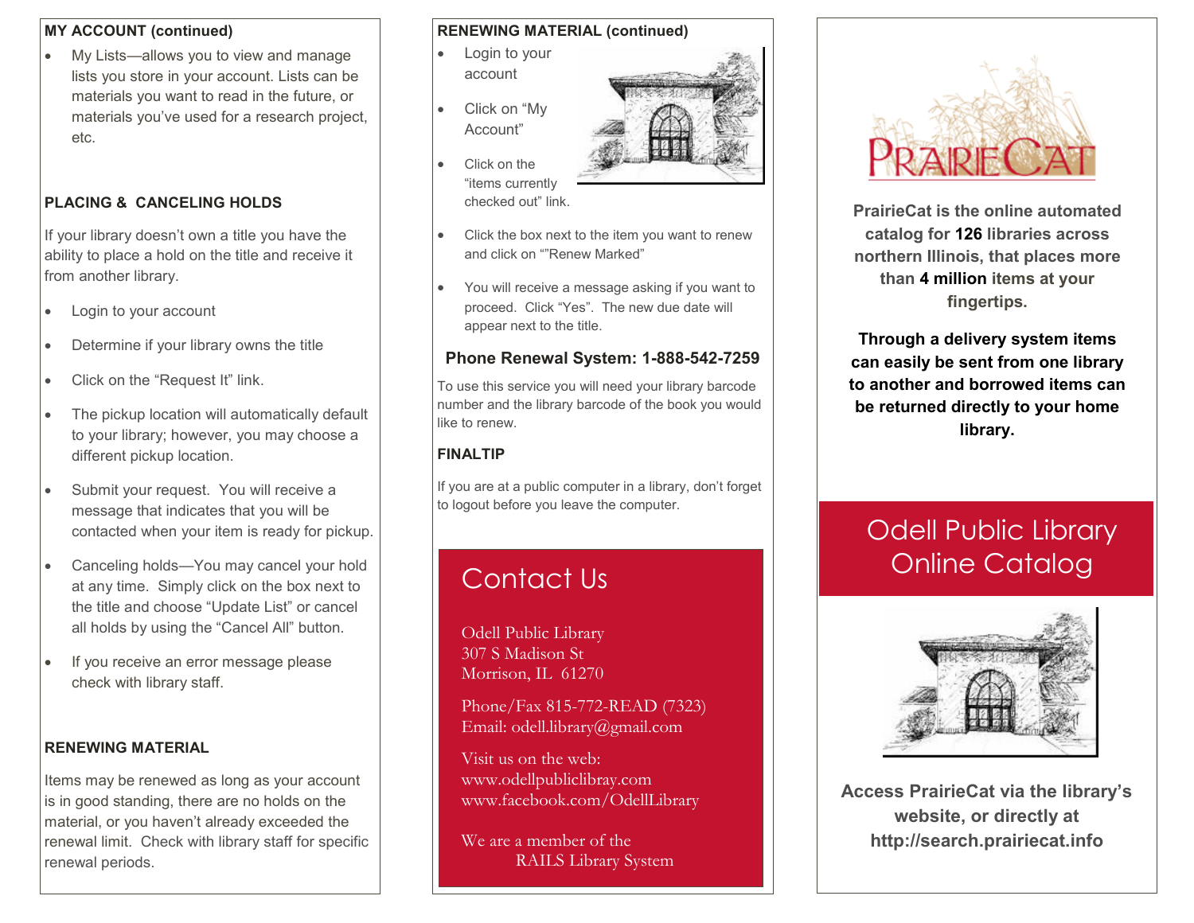## MY ACCOUNT (continued)

- My Lists—allows you to view and manage lists you store in your account. Lists can be materials you want to read in the future, or materials you've used for a research project, etc.

## PLACING & CANCELING HOLDS

If your library doesn't own a title you have the ability to place a hold on the title and receive it from another library.

- Login to your account
- Determine if your library owns the title
- Click on the "Request It" link.
- The pickup location will automatically default to your library; however, you may choose a different pickup location.
- Submit your request. You will receive a message that indicates that you will be contacted when your item is ready for pickup.
- Canceling holds—You may cancel your hold at any time. Simply click on the box next to the title and choose "Update List" or cancel all holds by using the "Cancel All" button.
- If you receive an error message please check with library staff.

## RENEWING MATERIAL

Items may be renewed as long as your account is in good standing, there are no holds on the material, or you haven't already exceeded the renewal limit. Check with library staff for specific renewal periods.

## RENEWING MATERIAL (continued)

- Login to your account
- Click on "My Account"
- Click on the "items currently checked out" link.
- Click the box next to the item you want to renew and click on ""Renew Marked"
- You will receive a message asking if you want to proceed. Click "Yes". The new due date will appear next to the title.

### Phone Renewal System: 1-888-542-7259

To use this service you will need your library barcode number and the library barcode of the book you would like to renew.

## FINALTIP

If you are at a public computer in a library, don't forget to logout before you leave the computer.

## Contact Us

Odell Public Library
307 S Madison St
Morrison, IL 61270

Phone/Fax 815-772-READ (7323)
Email: odell.library@gmail.com

Visit us on the web:
www.odellpubliclibray.com
www.facebook.com/OdellLibrary

We are a member of the
RAILS Library System

---

PRAIRIECAT

**PrairieCat is the online automated catalog for 126 libraries across northern Illinois, that places more than 4 million items at your fingertips.**

**Through a delivery system items can easily be sent from one library to another and borrowed items can be returned directly to your home library.**

# Odell Public Library Online Catalog

**Access PrairieCat via the library's website, or directly at http://search.prairiecat.info**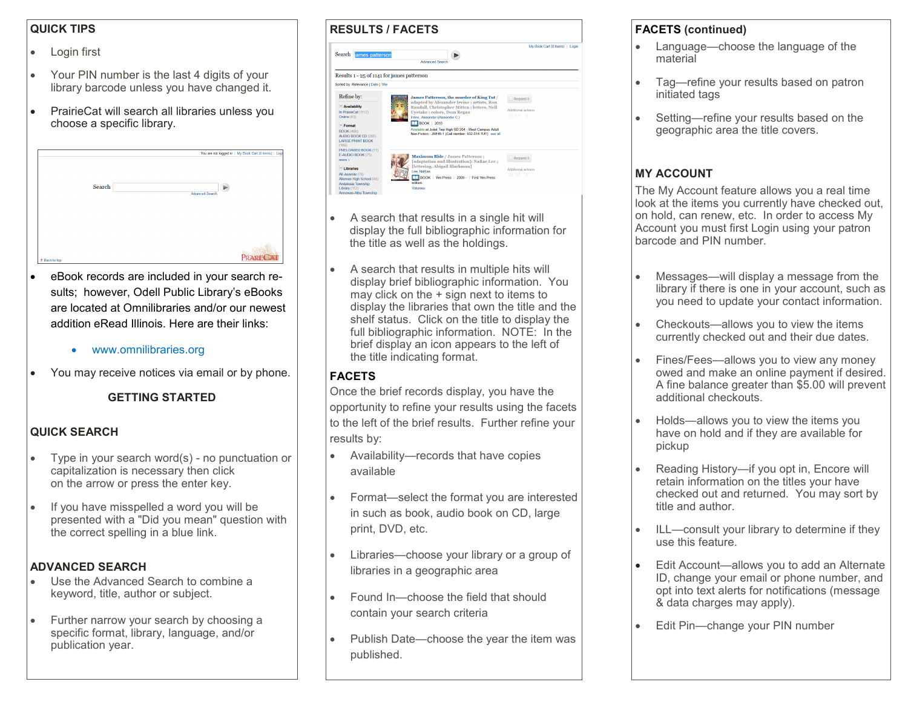## QUICK TIPS

- Login first
- Your PIN number is the last 4 digits of your library barcode unless you have changed it.
- PrairieCat will search all libraries unless you choose a specific library.
- eBook records are included in your search results; however, Odell Public Library's eBooks are located at Omnilibraries and/or our newest addition eRead Illinois. Here are their links:
  - www.omnilibraries.org
- You may receive notices via email or by phone.

### GETTING STARTED

## QUICK SEARCH

- Type in your search word(s) - no punctuation or capitalization is necessary then click on the arrow or press the enter key.
- If you have misspelled a word you will be presented with a "Did you mean" question with the correct spelling in a blue link.

## ADVANCED SEARCH

- Use the Advanced Search to combine a keyword, title, author or subject.
- Further narrow your search by choosing a specific format, library, language, and/or publication year.

## RESULTS / FACETS

- A search that results in a single hit will display the full bibliographic information for the title as well as the holdings.
- A search that results in multiple hits will display brief bibliographic information. You may click on the + sign next to items to display the libraries that own the title and the shelf status. Click on the title to display the full bibliographic information. NOTE: In the brief display an icon appears to the left of the title indicating format.

## FACETS

Once the brief records display, you have the opportunity to refine your results using the facets to the left of the brief results. Further refine your results by:

- Availability—records that have copies available
- Format—select the format you are interested in such as book, audio book on CD, large print, DVD, etc.
- Libraries—choose your library or a group of libraries in a geographic area
- Found In—choose the field that should contain your search criteria
- Publish Date—choose the year the item was published.

## FACETS (continued)

- Language—choose the language of the material
- Tag—refine your results based on patron initiated tags
- Setting—refine your results based on the geographic area the title covers.

## MY ACCOUNT

The My Account feature allows you a real time look at the items you currently have checked out, on hold, can renew, etc. In order to access My Account you must first Login using your patron barcode and PIN number.

- Messages—will display a message from the library if there is one in your account, such as you need to update your contact information.
- Checkouts—allows you to view the items currently checked out and their due dates.
- Fines/Fees—allows you to view any money owed and make an online payment if desired. A fine balance greater than $5.00 will prevent additional checkouts.
- Holds—allows you to view the items you have on hold and if they are available for pickup
- Reading History—if you opt in, Encore will retain information on the titles your have checked out and returned. You may sort by title and author.
- ILL—consult your library to determine if they use this feature.
- Edit Account—allows you to add an Alternate ID, change your email or phone number, and opt into text alerts for notifications (message & data charges may apply).
- Edit Pin—change your PIN number